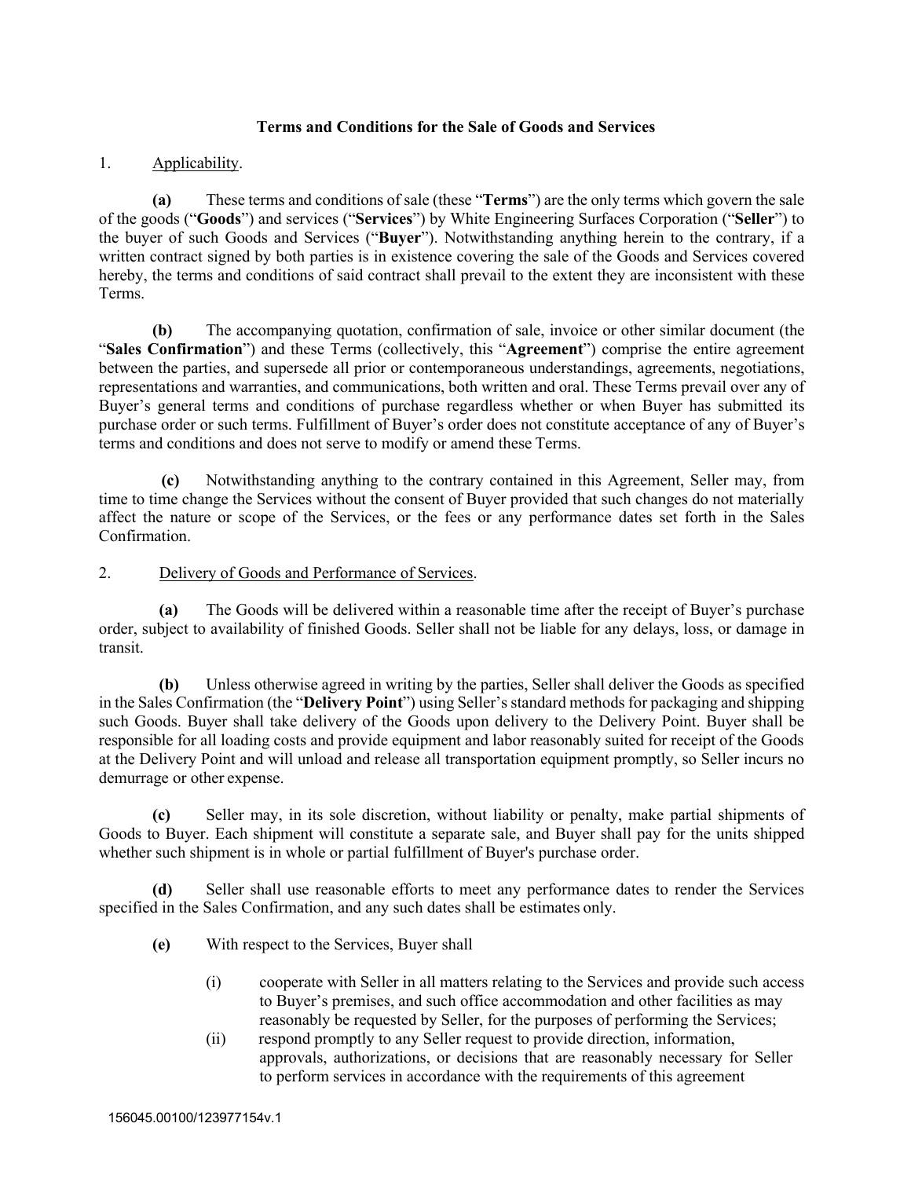# Terms and Conditions for the Sale of Goods and Services

1. Applicability.

**(a)** These terms and conditions of sale (these "**Terms**") are the only terms which govern the sale of the goods ("**Goods**") and services ("**Services**") by White Engineering Surfaces Corporation ("**Seller**") to the buyer of such Goods and Services ("**Buyer**"). Notwithstanding anything herein to the contrary, if a written contract signed by both parties is in existence covering the sale of the Goods and Services covered hereby, the terms and conditions of said contract shall prevail to the extent they are inconsistent with these Terms.

**(b)** The accompanying quotation, confirmation of sale, invoice or other similar document (the "**Sales Confirmation**") and these Terms (collectively, this "**Agreement**") comprise the entire agreement between the parties, and supersede all prior or contemporaneous understandings, agreements, negotiations, representations and warranties, and communications, both written and oral. These Terms prevail over any of Buyer's general terms and conditions of purchase regardless whether or when Buyer has submitted its purchase order or such terms. Fulfillment of Buyer's order does not constitute acceptance of any of Buyer's terms and conditions and does not serve to modify or amend these Terms.

**(c)** Notwithstanding anything to the contrary contained in this Agreement, Seller may, from time to time change the Services without the consent of Buyer provided that such changes do not materially affect the nature or scope of the Services, or the fees or any performance dates set forth in the Sales Confirmation.

2. Delivery of Goods and Performance of Services.

**(a)** The Goods will be delivered within a reasonable time after the receipt of Buyer's purchase order, subject to availability of finished Goods. Seller shall not be liable for any delays, loss, or damage in transit.

**(b)** Unless otherwise agreed in writing by the parties, Seller shall deliver the Goods as specified in the Sales Confirmation (the "**Delivery Point**") using Seller's standard methods for packaging and shipping such Goods. Buyer shall take delivery of the Goods upon delivery to the Delivery Point. Buyer shall be responsible for all loading costs and provide equipment and labor reasonably suited for receipt of the Goods at the Delivery Point and will unload and release all transportation equipment promptly, so Seller incurs no demurrage or other expense.

**(c)** Seller may, in its sole discretion, without liability or penalty, make partial shipments of Goods to Buyer. Each shipment will constitute a separate sale, and Buyer shall pay for the units shipped whether such shipment is in whole or partial fulfillment of Buyer's purchase order.

**(d)** Seller shall use reasonable efforts to meet any performance dates to render the Services specified in the Sales Confirmation, and any such dates shall be estimates only.

**(e)** With respect to the Services, Buyer shall

- (i) cooperate with Seller in all matters relating to the Services and provide such access to Buyer's premises, and such office accommodation and other facilities as may reasonably be requested by Seller, for the purposes of performing the Services;
- (ii) respond promptly to any Seller request to provide direction, information, approvals, authorizations, or decisions that are reasonably necessary for Seller to perform services in accordance with the requirements of this agreement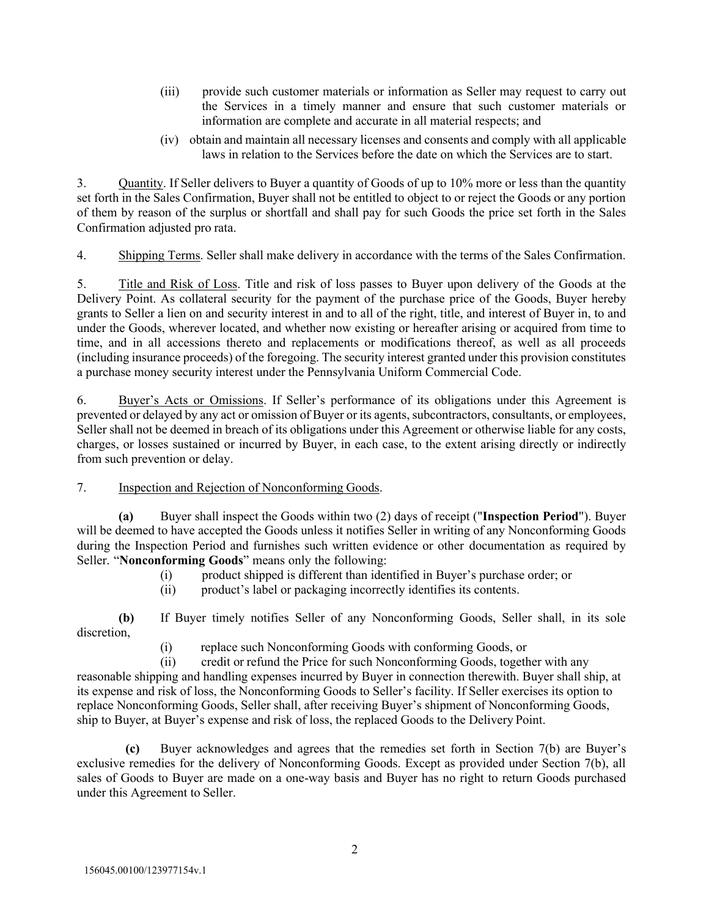(iii) provide such customer materials or information as Seller may request to carry out the Services in a timely manner and ensure that such customer materials or information are complete and accurate in all material respects; and

(iv) obtain and maintain all necessary licenses and consents and comply with all applicable laws in relation to the Services before the date on which the Services are to start.

3. Quantity. If Seller delivers to Buyer a quantity of Goods of up to 10% more or less than the quantity set forth in the Sales Confirmation, Buyer shall not be entitled to object to or reject the Goods or any portion of them by reason of the surplus or shortfall and shall pay for such Goods the price set forth in the Sales Confirmation adjusted pro rata.

4. Shipping Terms. Seller shall make delivery in accordance with the terms of the Sales Confirmation.

5. Title and Risk of Loss. Title and risk of loss passes to Buyer upon delivery of the Goods at the Delivery Point. As collateral security for the payment of the purchase price of the Goods, Buyer hereby grants to Seller a lien on and security interest in and to all of the right, title, and interest of Buyer in, to and under the Goods, wherever located, and whether now existing or hereafter arising or acquired from time to time, and in all accessions thereto and replacements or modifications thereof, as well as all proceeds (including insurance proceeds) of the foregoing. The security interest granted under this provision constitutes a purchase money security interest under the Pennsylvania Uniform Commercial Code.

6. Buyer's Acts or Omissions. If Seller's performance of its obligations under this Agreement is prevented or delayed by any act or omission of Buyer or its agents, subcontractors, consultants, or employees, Seller shall not be deemed in breach of its obligations under this Agreement or otherwise liable for any costs, charges, or losses sustained or incurred by Buyer, in each case, to the extent arising directly or indirectly from such prevention or delay.

7. Inspection and Rejection of Nonconforming Goods.

**(a)** Buyer shall inspect the Goods within two (2) days of receipt ("**Inspection Period**"). Buyer will be deemed to have accepted the Goods unless it notifies Seller in writing of any Nonconforming Goods during the Inspection Period and furnishes such written evidence or other documentation as required by Seller. "**Nonconforming Goods**" means only the following:

(i) product shipped is different than identified in Buyer's purchase order; or

(ii) product's label or packaging incorrectly identifies its contents.

**(b)** If Buyer timely notifies Seller of any Nonconforming Goods, Seller shall, in its sole discretion,

(i) replace such Nonconforming Goods with conforming Goods, or

(ii) credit or refund the Price for such Nonconforming Goods, together with any reasonable shipping and handling expenses incurred by Buyer in connection therewith. Buyer shall ship, at its expense and risk of loss, the Nonconforming Goods to Seller's facility. If Seller exercises its option to replace Nonconforming Goods, Seller shall, after receiving Buyer's shipment of Nonconforming Goods, ship to Buyer, at Buyer's expense and risk of loss, the replaced Goods to the Delivery Point.

**(c)** Buyer acknowledges and agrees that the remedies set forth in Section 7(b) are Buyer's exclusive remedies for the delivery of Nonconforming Goods. Except as provided under Section 7(b), all sales of Goods to Buyer are made on a one-way basis and Buyer has no right to return Goods purchased under this Agreement to Seller.

156045.00100/123977154v.1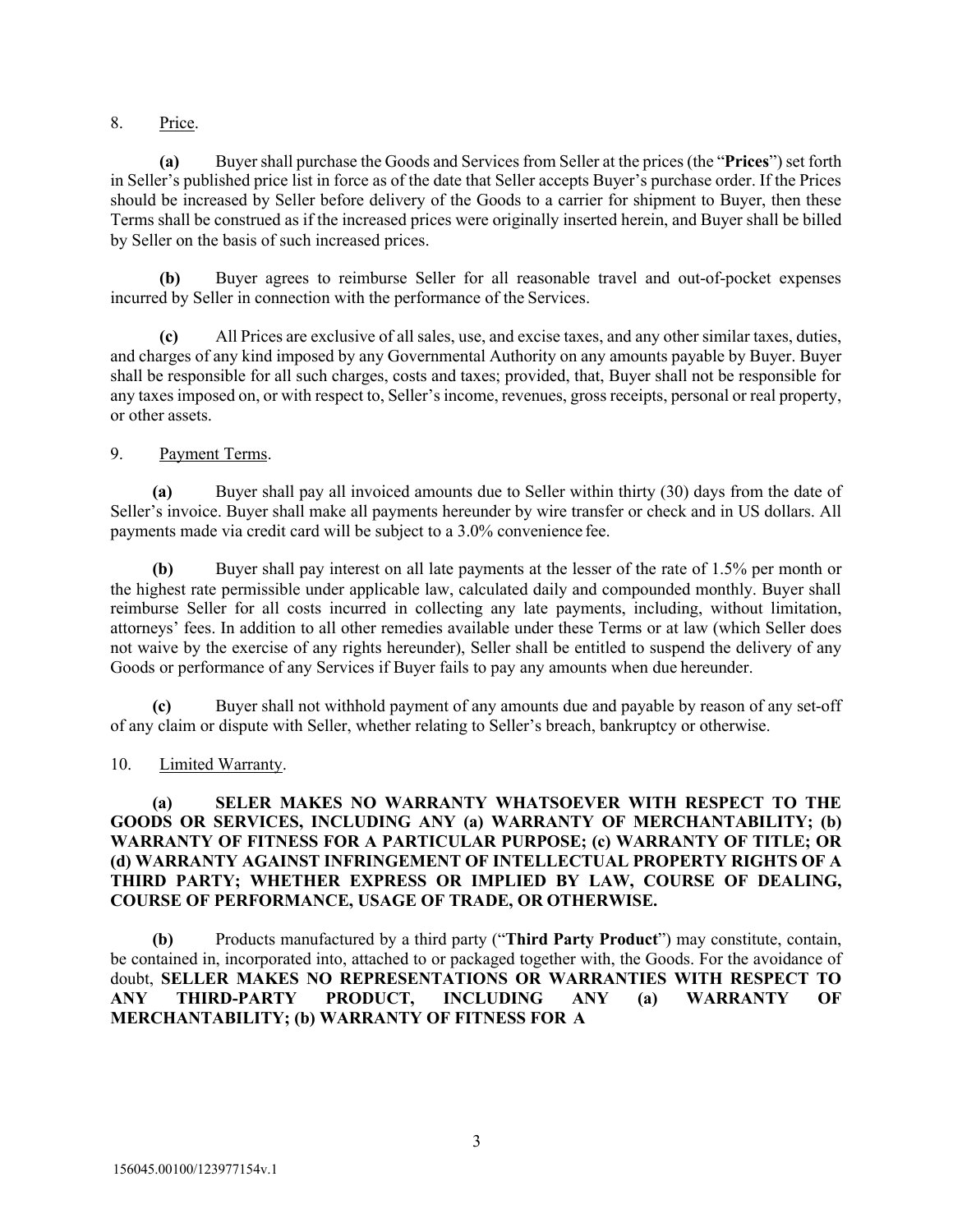8. Price.

**(a)** Buyer shall purchase the Goods and Services from Seller at the prices (the "**Prices**") set forth in Seller's published price list in force as of the date that Seller accepts Buyer's purchase order. If the Prices should be increased by Seller before delivery of the Goods to a carrier for shipment to Buyer, then these Terms shall be construed as if the increased prices were originally inserted herein, and Buyer shall be billed by Seller on the basis of such increased prices.

**(b)** Buyer agrees to reimburse Seller for all reasonable travel and out-of-pocket expenses incurred by Seller in connection with the performance of the Services.

**(c)** All Prices are exclusive of all sales, use, and excise taxes, and any other similar taxes, duties, and charges of any kind imposed by any Governmental Authority on any amounts payable by Buyer. Buyer shall be responsible for all such charges, costs and taxes; provided, that, Buyer shall not be responsible for any taxes imposed on, or with respect to, Seller's income, revenues, gross receipts, personal or real property, or other assets.

9. Payment Terms.

**(a)** Buyer shall pay all invoiced amounts due to Seller within thirty (30) days from the date of Seller's invoice. Buyer shall make all payments hereunder by wire transfer or check and in US dollars. All payments made via credit card will be subject to a 3.0% convenience fee.

**(b)** Buyer shall pay interest on all late payments at the lesser of the rate of 1.5% per month or the highest rate permissible under applicable law, calculated daily and compounded monthly. Buyer shall reimburse Seller for all costs incurred in collecting any late payments, including, without limitation, attorneys' fees. In addition to all other remedies available under these Terms or at law (which Seller does not waive by the exercise of any rights hereunder), Seller shall be entitled to suspend the delivery of any Goods or performance of any Services if Buyer fails to pay any amounts when due hereunder.

**(c)** Buyer shall not withhold payment of any amounts due and payable by reason of any set-off of any claim or dispute with Seller, whether relating to Seller's breach, bankruptcy or otherwise.

10. Limited Warranty.

**(a) SELER MAKES NO WARRANTY WHATSOEVER WITH RESPECT TO THE GOODS OR SERVICES, INCLUDING ANY (a) WARRANTY OF MERCHANTABILITY; (b) WARRANTY OF FITNESS FOR A PARTICULAR PURPOSE; (c) WARRANTY OF TITLE; OR (d) WARRANTY AGAINST INFRINGEMENT OF INTELLECTUAL PROPERTY RIGHTS OF A THIRD PARTY; WHETHER EXPRESS OR IMPLIED BY LAW, COURSE OF DEALING, COURSE OF PERFORMANCE, USAGE OF TRADE, OR OTHERWISE.**

**(b)** Products manufactured by a third party ("**Third Party Product**") may constitute, contain, be contained in, incorporated into, attached to or packaged together with, the Goods. For the avoidance of doubt, **SELLER MAKES NO REPRESENTATIONS OR WARRANTIES WITH RESPECT TO ANY THIRD-PARTY PRODUCT, INCLUDING ANY (a) WARRANTY OF MERCHANTABILITY; (b) WARRANTY OF FITNESS FOR A**

156045.00100/123977154v.1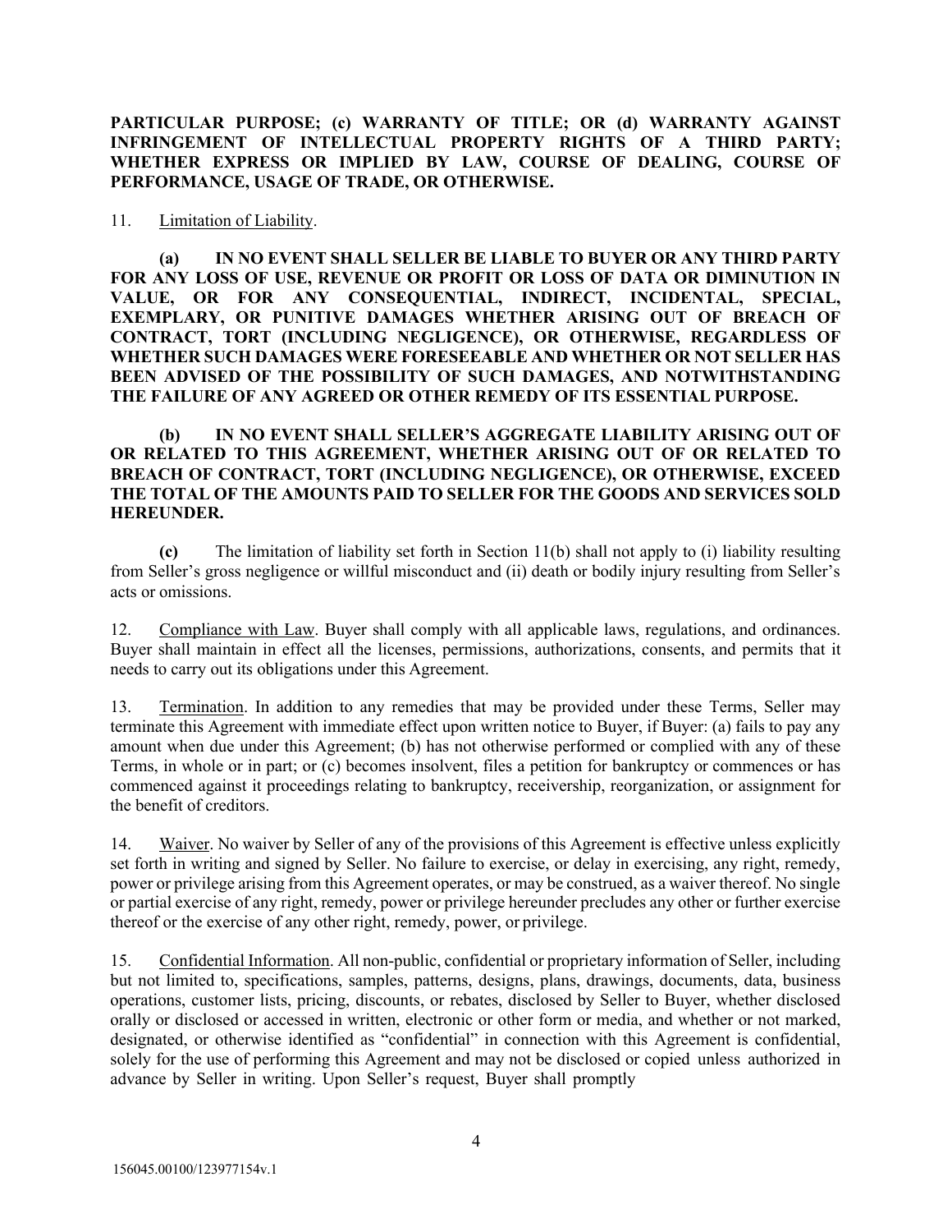**PARTICULAR PURPOSE; (c) WARRANTY OF TITLE; OR (d) WARRANTY AGAINST INFRINGEMENT OF INTELLECTUAL PROPERTY RIGHTS OF A THIRD PARTY; WHETHER EXPRESS OR IMPLIED BY LAW, COURSE OF DEALING, COURSE OF PERFORMANCE, USAGE OF TRADE, OR OTHERWISE.**

11. Limitation of Liability.

**(a) IN NO EVENT SHALL SELLER BE LIABLE TO BUYER OR ANY THIRD PARTY FOR ANY LOSS OF USE, REVENUE OR PROFIT OR LOSS OF DATA OR DIMINUTION IN VALUE, OR FOR ANY CONSEQUENTIAL, INDIRECT, INCIDENTAL, SPECIAL, EXEMPLARY, OR PUNITIVE DAMAGES WHETHER ARISING OUT OF BREACH OF CONTRACT, TORT (INCLUDING NEGLIGENCE), OR OTHERWISE, REGARDLESS OF WHETHER SUCH DAMAGES WERE FORESEEABLE AND WHETHER OR NOT SELLER HAS BEEN ADVISED OF THE POSSIBILITY OF SUCH DAMAGES, AND NOTWITHSTANDING THE FAILURE OF ANY AGREED OR OTHER REMEDY OF ITS ESSENTIAL PURPOSE.**

**(b) IN NO EVENT SHALL SELLER'S AGGREGATE LIABILITY ARISING OUT OF OR RELATED TO THIS AGREEMENT, WHETHER ARISING OUT OF OR RELATED TO BREACH OF CONTRACT, TORT (INCLUDING NEGLIGENCE), OR OTHERWISE, EXCEED THE TOTAL OF THE AMOUNTS PAID TO SELLER FOR THE GOODS AND SERVICES SOLD HEREUNDER.**

**(c)** The limitation of liability set forth in Section 11(b) shall not apply to (i) liability resulting from Seller's gross negligence or willful misconduct and (ii) death or bodily injury resulting from Seller's acts or omissions.

12. Compliance with Law. Buyer shall comply with all applicable laws, regulations, and ordinances. Buyer shall maintain in effect all the licenses, permissions, authorizations, consents, and permits that it needs to carry out its obligations under this Agreement.

13. Termination. In addition to any remedies that may be provided under these Terms, Seller may terminate this Agreement with immediate effect upon written notice to Buyer, if Buyer: (a) fails to pay any amount when due under this Agreement; (b) has not otherwise performed or complied with any of these Terms, in whole or in part; or (c) becomes insolvent, files a petition for bankruptcy or commences or has commenced against it proceedings relating to bankruptcy, receivership, reorganization, or assignment for the benefit of creditors.

14. Waiver. No waiver by Seller of any of the provisions of this Agreement is effective unless explicitly set forth in writing and signed by Seller. No failure to exercise, or delay in exercising, any right, remedy, power or privilege arising from this Agreement operates, or may be construed, as a waiver thereof. No single or partial exercise of any right, remedy, power or privilege hereunder precludes any other or further exercise thereof or the exercise of any other right, remedy, power, or privilege.

15. Confidential Information. All non-public, confidential or proprietary information of Seller, including but not limited to, specifications, samples, patterns, designs, plans, drawings, documents, data, business operations, customer lists, pricing, discounts, or rebates, disclosed by Seller to Buyer, whether disclosed orally or disclosed or accessed in written, electronic or other form or media, and whether or not marked, designated, or otherwise identified as "confidential" in connection with this Agreement is confidential, solely for the use of performing this Agreement and may not be disclosed or copied unless authorized in advance by Seller in writing. Upon Seller's request, Buyer shall promptly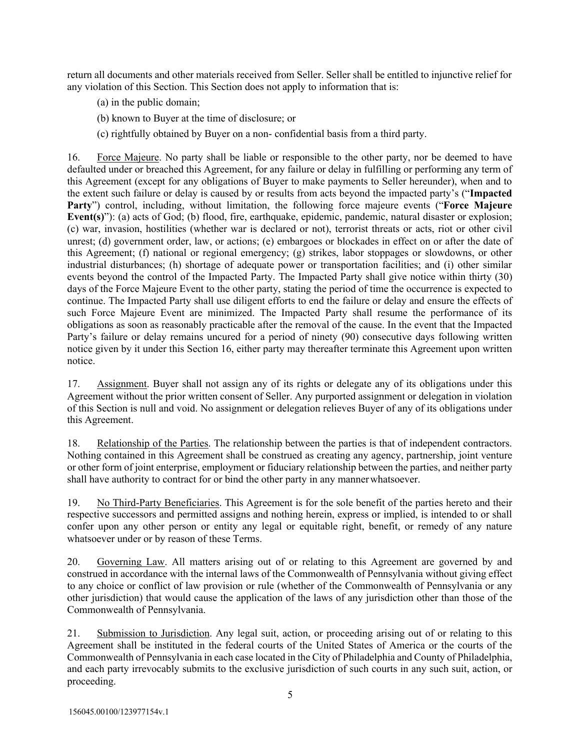return all documents and other materials received from Seller. Seller shall be entitled to injunctive relief for any violation of this Section. This Section does not apply to information that is:

(a) in the public domain;

(b) known to Buyer at the time of disclosure; or

(c) rightfully obtained by Buyer on a non- confidential basis from a third party.

16. Force Majeure. No party shall be liable or responsible to the other party, nor be deemed to have defaulted under or breached this Agreement, for any failure or delay in fulfilling or performing any term of this Agreement (except for any obligations of Buyer to make payments to Seller hereunder), when and to the extent such failure or delay is caused by or results from acts beyond the impacted party's ("**Impacted Party**") control, including, without limitation, the following force majeure events ("**Force Majeure Event(s)**"): (a) acts of God; (b) flood, fire, earthquake, epidemic, pandemic, natural disaster or explosion; (c) war, invasion, hostilities (whether war is declared or not), terrorist threats or acts, riot or other civil unrest; (d) government order, law, or actions; (e) embargoes or blockades in effect on or after the date of this Agreement; (f) national or regional emergency; (g) strikes, labor stoppages or slowdowns, or other industrial disturbances; (h) shortage of adequate power or transportation facilities; and (i) other similar events beyond the control of the Impacted Party. The Impacted Party shall give notice within thirty (30) days of the Force Majeure Event to the other party, stating the period of time the occurrence is expected to continue. The Impacted Party shall use diligent efforts to end the failure or delay and ensure the effects of such Force Majeure Event are minimized. The Impacted Party shall resume the performance of its obligations as soon as reasonably practicable after the removal of the cause. In the event that the Impacted Party's failure or delay remains uncured for a period of ninety (90) consecutive days following written notice given by it under this Section 16, either party may thereafter terminate this Agreement upon written notice.

17. Assignment. Buyer shall not assign any of its rights or delegate any of its obligations under this Agreement without the prior written consent of Seller. Any purported assignment or delegation in violation of this Section is null and void. No assignment or delegation relieves Buyer of any of its obligations under this Agreement.

18. Relationship of the Parties. The relationship between the parties is that of independent contractors. Nothing contained in this Agreement shall be construed as creating any agency, partnership, joint venture or other form of joint enterprise, employment or fiduciary relationship between the parties, and neither party shall have authority to contract for or bind the other party in any manner whatsoever.

19. No Third-Party Beneficiaries. This Agreement is for the sole benefit of the parties hereto and their respective successors and permitted assigns and nothing herein, express or implied, is intended to or shall confer upon any other person or entity any legal or equitable right, benefit, or remedy of any nature whatsoever under or by reason of these Terms.

20. Governing Law. All matters arising out of or relating to this Agreement are governed by and construed in accordance with the internal laws of the Commonwealth of Pennsylvania without giving effect to any choice or conflict of law provision or rule (whether of the Commonwealth of Pennsylvania or any other jurisdiction) that would cause the application of the laws of any jurisdiction other than those of the Commonwealth of Pennsylvania.

21. Submission to Jurisdiction. Any legal suit, action, or proceeding arising out of or relating to this Agreement shall be instituted in the federal courts of the United States of America or the courts of the Commonwealth of Pennsylvania in each case located in the City of Philadelphia and County of Philadelphia, and each party irrevocably submits to the exclusive jurisdiction of such courts in any such suit, action, or proceeding.

156045.00100/123977154v.1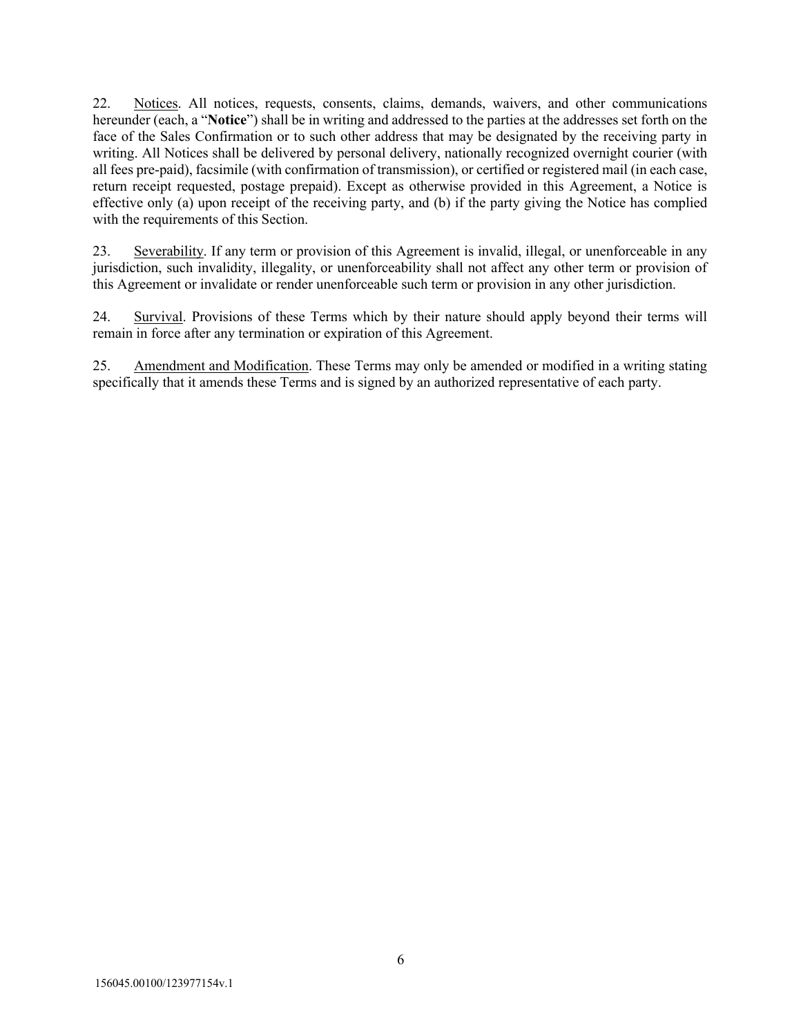22. <u>Notices</u>. All notices, requests, consents, claims, demands, waivers, and other communications hereunder (each, a "**Notice**") shall be in writing and addressed to the parties at the addresses set forth on the face of the Sales Confirmation or to such other address that may be designated by the receiving party in writing. All Notices shall be delivered by personal delivery, nationally recognized overnight courier (with all fees pre-paid), facsimile (with confirmation of transmission), or certified or registered mail (in each case, return receipt requested, postage prepaid). Except as otherwise provided in this Agreement, a Notice is effective only (a) upon receipt of the receiving party, and (b) if the party giving the Notice has complied with the requirements of this Section.

23. <u>Severability</u>. If any term or provision of this Agreement is invalid, illegal, or unenforceable in any jurisdiction, such invalidity, illegality, or unenforceability shall not affect any other term or provision of this Agreement or invalidate or render unenforceable such term or provision in any other jurisdiction.

24. <u>Survival</u>. Provisions of these Terms which by their nature should apply beyond their terms will remain in force after any termination or expiration of this Agreement.

25. <u>Amendment and Modification</u>. These Terms may only be amended or modified in a writing stating specifically that it amends these Terms and is signed by an authorized representative of each party.

156045.00100/123977154v.1